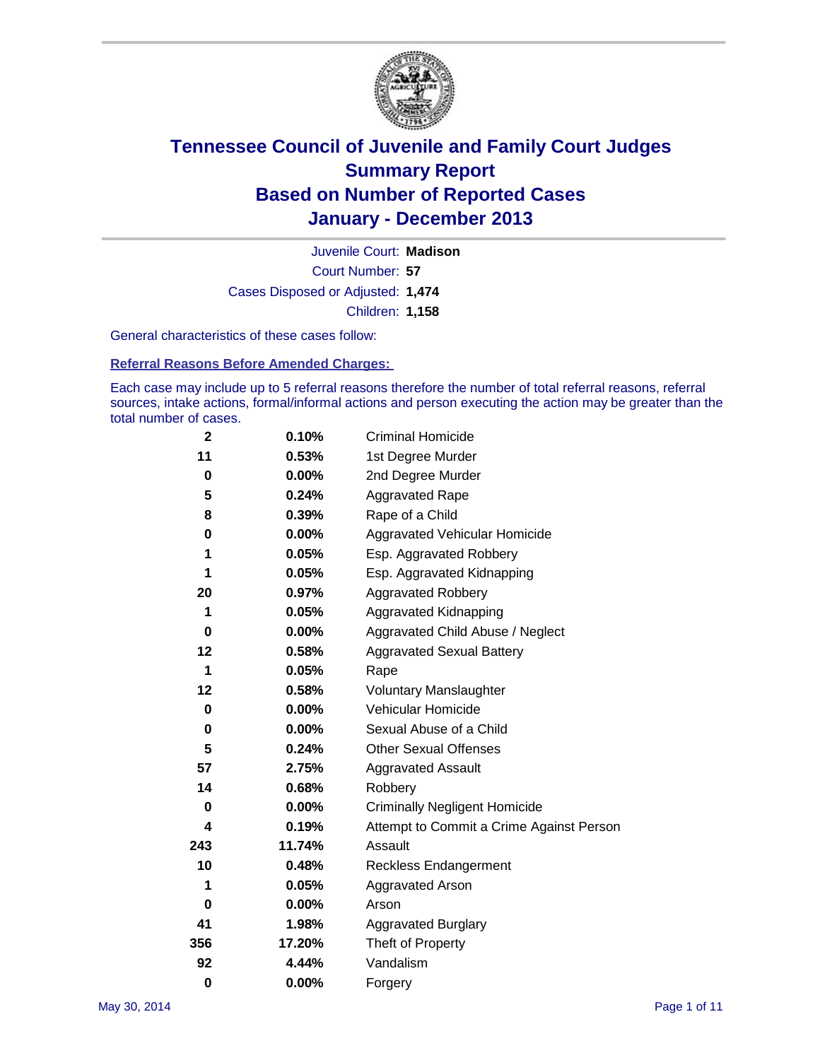# Tennessee Council of Juvenile and Family Court Judges
# Summary Report
# Based on Number of Reported Cases
# January - December 2013

Juvenile Court: **Madison**

Court Number: **57**

Cases Disposed or Adjusted: **1,474**

Children: **1,158**

General characteristics of these cases follow:

**Referral Reasons Before Amended Charges:**

Each case may include up to 5 referral reasons therefore the number of total referral reasons, referral sources, intake actions, formal/informal actions and person executing the action may be greater than the total number of cases.

| Count | Percent | Referral Reason |
|---|---|---|
| 2 | 0.10% | Criminal Homicide |
| 11 | 0.53% | 1st Degree Murder |
| 0 | 0.00% | 2nd Degree Murder |
| 5 | 0.24% | Aggravated Rape |
| 8 | 0.39% | Rape of a Child |
| 0 | 0.00% | Aggravated Vehicular Homicide |
| 1 | 0.05% | Esp. Aggravated Robbery |
| 1 | 0.05% | Esp. Aggravated Kidnapping |
| 20 | 0.97% | Aggravated Robbery |
| 1 | 0.05% | Aggravated Kidnapping |
| 0 | 0.00% | Aggravated Child Abuse / Neglect |
| 12 | 0.58% | Aggravated Sexual Battery |
| 1 | 0.05% | Rape |
| 12 | 0.58% | Voluntary Manslaughter |
| 0 | 0.00% | Vehicular Homicide |
| 0 | 0.00% | Sexual Abuse of a Child |
| 5 | 0.24% | Other Sexual Offenses |
| 57 | 2.75% | Aggravated Assault |
| 14 | 0.68% | Robbery |
| 0 | 0.00% | Criminally Negligent Homicide |
| 4 | 0.19% | Attempt to Commit a Crime Against Person |
| 243 | 11.74% | Assault |
| 10 | 0.48% | Reckless Endangerment |
| 1 | 0.05% | Aggravated Arson |
| 0 | 0.00% | Arson |
| 41 | 1.98% | Aggravated Burglary |
| 356 | 17.20% | Theft of Property |
| 92 | 4.44% | Vandalism |
| 0 | 0.00% | Forgery |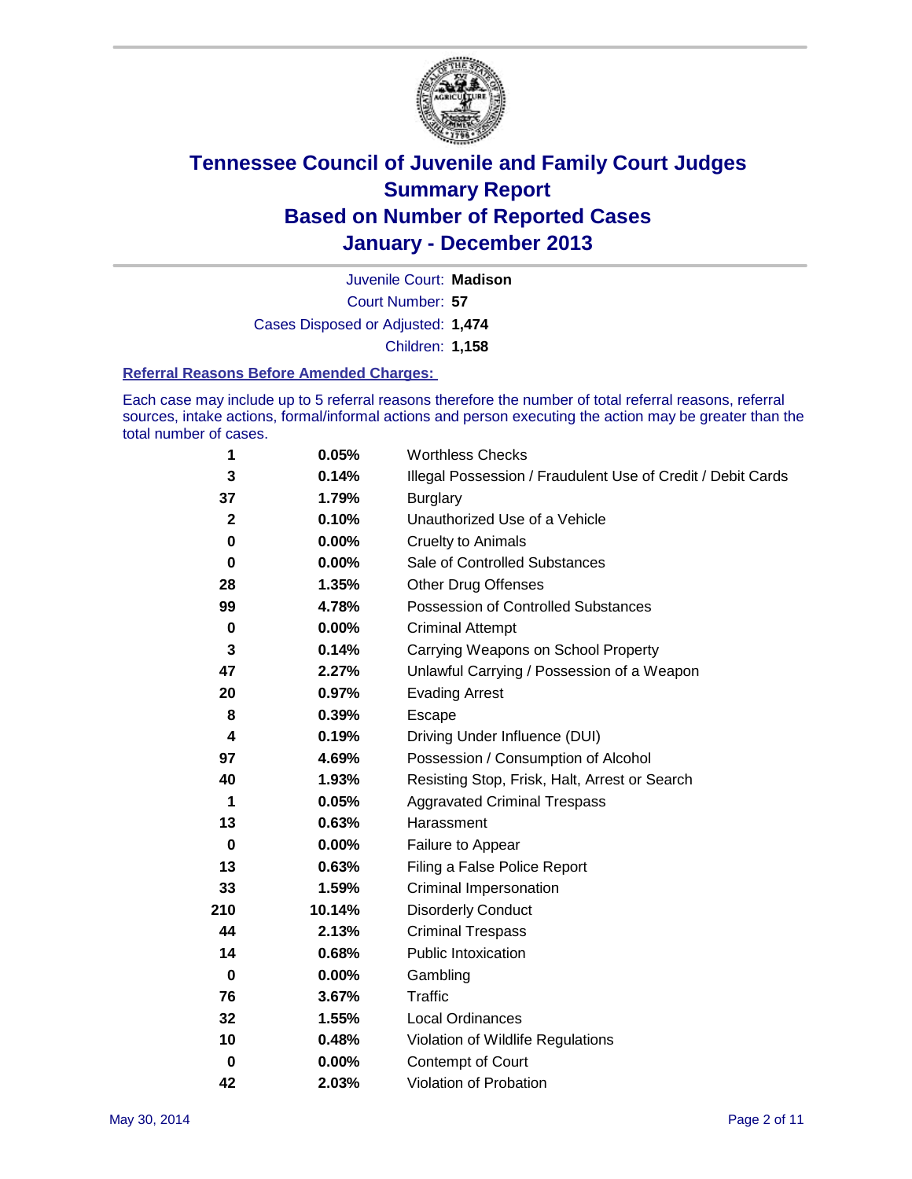# Tennessee Council of Juvenile and Family Court Judges
# Summary Report
# Based on Number of Reported Cases
# January - December 2013

Juvenile Court: **Madison**

Court Number: **57**

Cases Disposed or Adjusted: **1,474**

Children: **1,158**

### Referral Reasons Before Amended Charges:

Each case may include up to 5 referral reasons therefore the number of total referral reasons, referral sources, intake actions, formal/informal actions and person executing the action may be greater than the total number of cases.

| Count | Percent | Referral Reason |
|---|---|---|
| 1 | 0.05% | Worthless Checks |
| 3 | 0.14% | Illegal Possession / Fraudulent Use of Credit / Debit Cards |
| 37 | 1.79% | Burglary |
| 2 | 0.10% | Unauthorized Use of a Vehicle |
| 0 | 0.00% | Cruelty to Animals |
| 0 | 0.00% | Sale of Controlled Substances |
| 28 | 1.35% | Other Drug Offenses |
| 99 | 4.78% | Possession of Controlled Substances |
| 0 | 0.00% | Criminal Attempt |
| 3 | 0.14% | Carrying Weapons on School Property |
| 47 | 2.27% | Unlawful Carrying / Possession of a Weapon |
| 20 | 0.97% | Evading Arrest |
| 8 | 0.39% | Escape |
| 4 | 0.19% | Driving Under Influence (DUI) |
| 97 | 4.69% | Possession / Consumption of Alcohol |
| 40 | 1.93% | Resisting Stop, Frisk, Halt, Arrest or Search |
| 1 | 0.05% | Aggravated Criminal Trespass |
| 13 | 0.63% | Harassment |
| 0 | 0.00% | Failure to Appear |
| 13 | 0.63% | Filing a False Police Report |
| 33 | 1.59% | Criminal Impersonation |
| 210 | 10.14% | Disorderly Conduct |
| 44 | 2.13% | Criminal Trespass |
| 14 | 0.68% | Public Intoxication |
| 0 | 0.00% | Gambling |
| 76 | 3.67% | Traffic |
| 32 | 1.55% | Local Ordinances |
| 10 | 0.48% | Violation of Wildlife Regulations |
| 0 | 0.00% | Contempt of Court |
| 42 | 2.03% | Violation of Probation |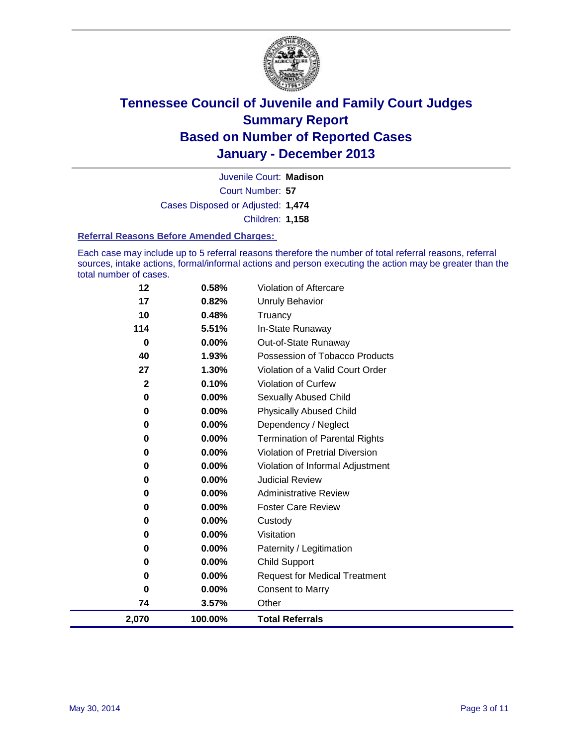# Tennessee Council of Juvenile and Family Court Judges
# Summary Report
# Based on Number of Reported Cases
# January - December 2013

Juvenile Court: **Madison**

Court Number: **57**

Cases Disposed or Adjusted: **1,474**

Children: **1,158**

### Referral Reasons Before Amended Charges:

Each case may include up to 5 referral reasons therefore the number of total referral reasons, referral sources, intake actions, formal/informal actions and person executing the action may be greater than the total number of cases.

| | | |
|---|---|---|
| 12 | 0.58% | Violation of Aftercare |
| 17 | 0.82% | Unruly Behavior |
| 10 | 0.48% | Truancy |
| 114 | 5.51% | In-State Runaway |
| 0 | 0.00% | Out-of-State Runaway |
| 40 | 1.93% | Possession of Tobacco Products |
| 27 | 1.30% | Violation of a Valid Court Order |
| 2 | 0.10% | Violation of Curfew |
| 0 | 0.00% | Sexually Abused Child |
| 0 | 0.00% | Physically Abused Child |
| 0 | 0.00% | Dependency / Neglect |
| 0 | 0.00% | Termination of Parental Rights |
| 0 | 0.00% | Violation of Pretrial Diversion |
| 0 | 0.00% | Violation of Informal Adjustment |
| 0 | 0.00% | Judicial Review |
| 0 | 0.00% | Administrative Review |
| 0 | 0.00% | Foster Care Review |
| 0 | 0.00% | Custody |
| 0 | 0.00% | Visitation |
| 0 | 0.00% | Paternity / Legitimation |
| 0 | 0.00% | Child Support |
| 0 | 0.00% | Request for Medical Treatment |
| 0 | 0.00% | Consent to Marry |
| 74 | 3.57% | Other |
| **2,070** | **100.00%** | **Total Referrals** |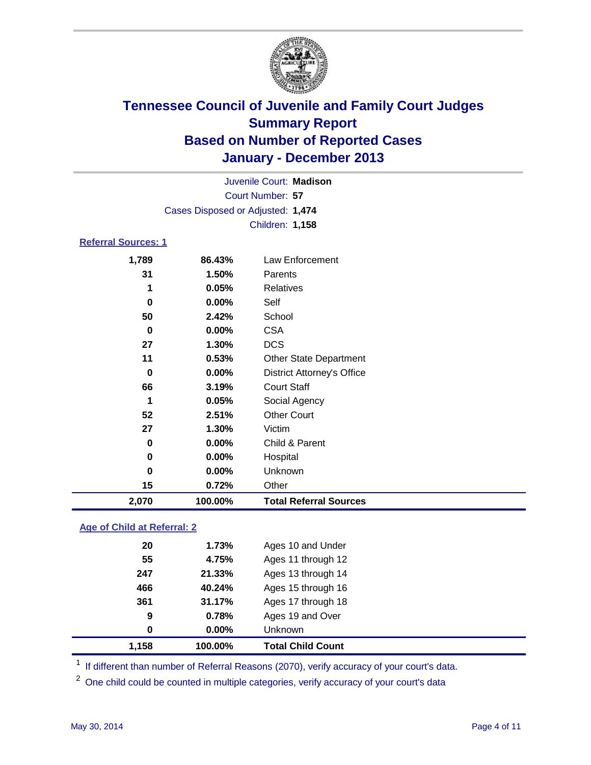# Tennessee Council of Juvenile and Family Court Judges
## Summary Report
## Based on Number of Reported Cases
## January - December 2013

Juvenile Court: **Madison**
Court Number: **57**
Cases Disposed or Adjusted: **1,474**
Children: **1,158**

### Referral Sources: 1

| | | |
|---|---|---|
| 1,789 | 86.43% | Law Enforcement |
| 31 | 1.50% | Parents |
| 1 | 0.05% | Relatives |
| 0 | 0.00% | Self |
| 50 | 2.42% | School |
| 0 | 0.00% | CSA |
| 27 | 1.30% | DCS |
| 11 | 0.53% | Other State Department |
| 0 | 0.00% | District Attorney's Office |
| 66 | 3.19% | Court Staff |
| 1 | 0.05% | Social Agency |
| 52 | 2.51% | Other Court |
| 27 | 1.30% | Victim |
| 0 | 0.00% | Child & Parent |
| 0 | 0.00% | Hospital |
| 0 | 0.00% | Unknown |
| 15 | 0.72% | Other |
| **2,070** | **100.00%** | **Total Referral Sources** |

### Age of Child at Referral: 2

| | | |
|---|---|---|
| 20 | 1.73% | Ages 10 and Under |
| 55 | 4.75% | Ages 11 through 12 |
| 247 | 21.33% | Ages 13 through 14 |
| 466 | 40.24% | Ages 15 through 16 |
| 361 | 31.17% | Ages 17 through 18 |
| 9 | 0.78% | Ages 19 and Over |
| 0 | 0.00% | Unknown |
| **1,158** | **100.00%** | **Total Child Count** |

[1] If different than number of Referral Reasons (2070), verify accuracy of your court's data.

[2] One child could be counted in multiple categories, verify accuracy of your court's data

May 30, 2014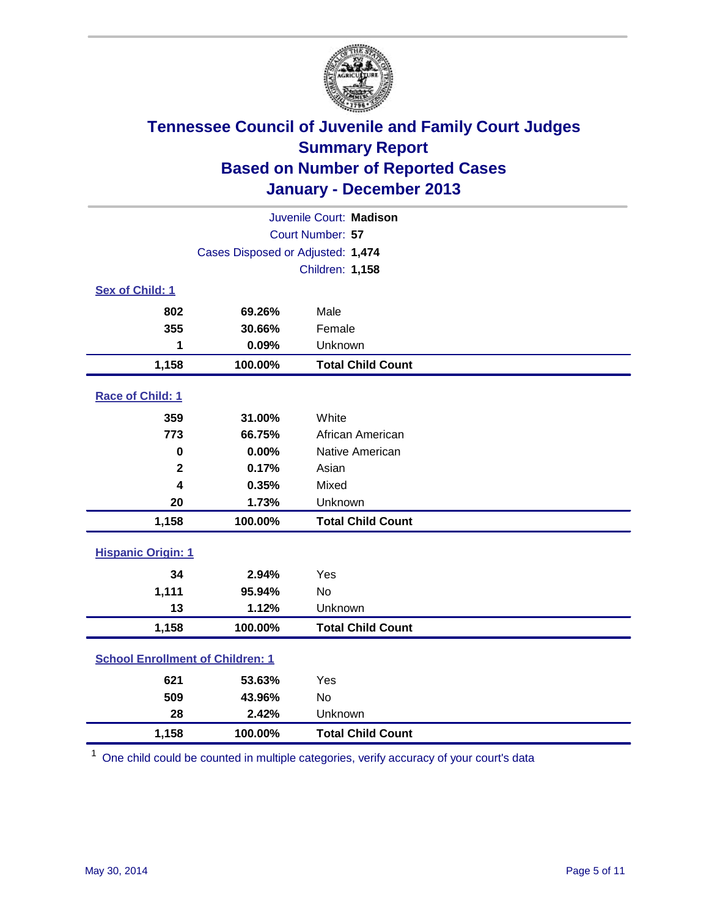# Tennessee Council of Juvenile and Family Court Judges
## Summary Report
## Based on Number of Reported Cases
## January - December 2013

Juvenile Court: **Madison**

Court Number: **57**

Cases Disposed or Adjusted: **1,474**

Children: **1,158**

### Sex of Child: 1

| Count | Percent | Category |
|---|---|---|
| 802 | 69.26% | Male |
| 355 | 30.66% | Female |
| 1 | 0.09% | Unknown |
| **1,158** | **100.00%** | **Total Child Count** |

### Race of Child: 1

| Count | Percent | Category |
|---|---|---|
| 359 | 31.00% | White |
| 773 | 66.75% | African American |
| 0 | 0.00% | Native American |
| 2 | 0.17% | Asian |
| 4 | 0.35% | Mixed |
| 20 | 1.73% | Unknown |
| **1,158** | **100.00%** | **Total Child Count** |

### Hispanic Origin: 1

| Count | Percent | Category |
|---|---|---|
| 34 | 2.94% | Yes |
| 1,111 | 95.94% | No |
| 13 | 1.12% | Unknown |
| **1,158** | **100.00%** | **Total Child Count** |

### School Enrollment of Children: 1

| Count | Percent | Category |
|---|---|---|
| 621 | 53.63% | Yes |
| 509 | 43.96% | No |
| 28 | 2.42% | Unknown |
| **1,158** | **100.00%** | **Total Child Count** |

[1] One child could be counted in multiple categories, verify accuracy of your court's data

May 30, 2014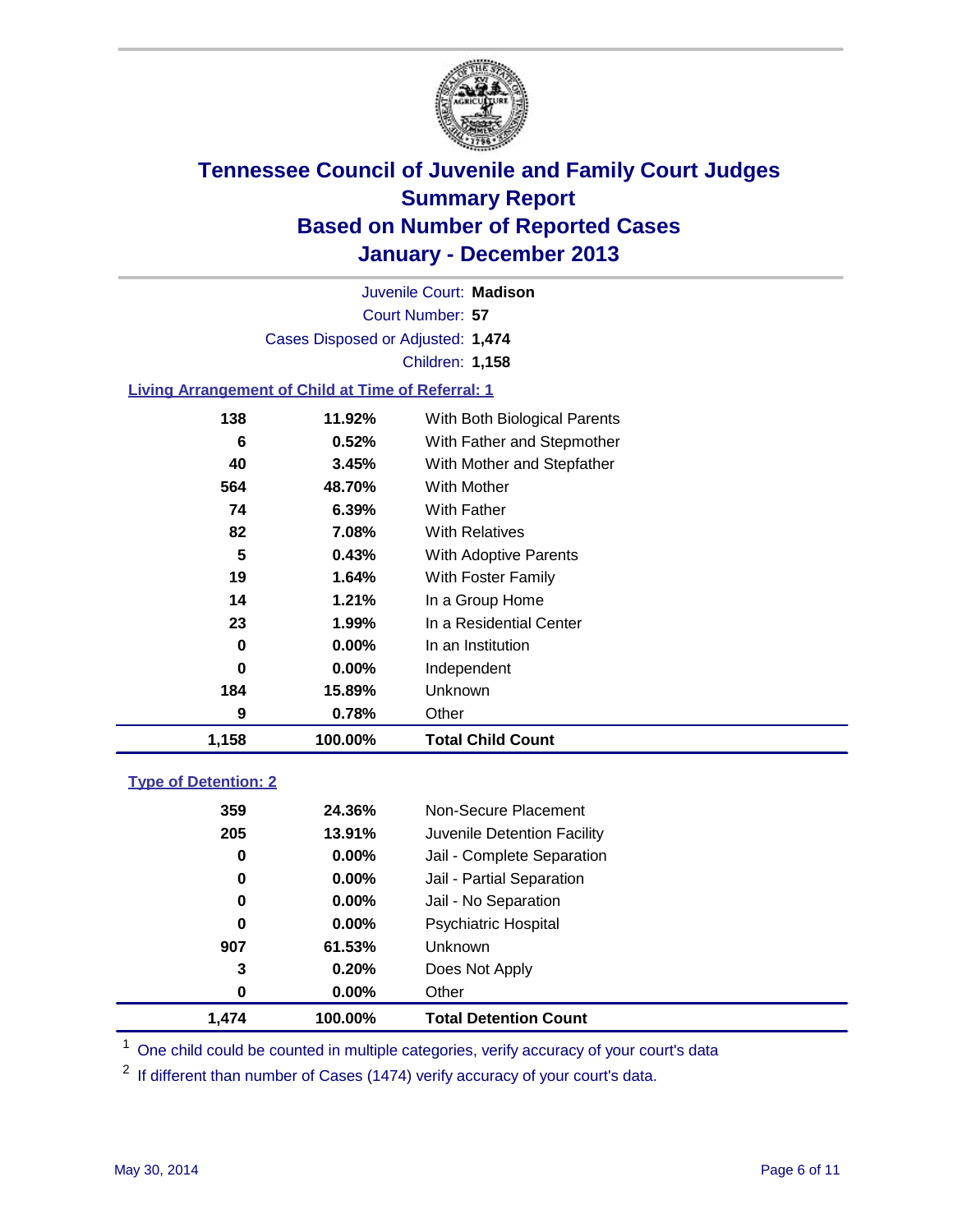# Tennessee Council of Juvenile and Family Court Judges
## Summary Report
## Based on Number of Reported Cases
## January - December 2013

Juvenile Court: **Madison**

Court Number: **57**

Cases Disposed or Adjusted: **1,474**

Children: **1,158**

### Living Arrangement of Child at Time of Referral: 1

| Count | Percent | Category |
|---|---|---|
| 138 | 11.92% | With Both Biological Parents |
| 6 | 0.52% | With Father and Stepmother |
| 40 | 3.45% | With Mother and Stepfather |
| 564 | 48.70% | With Mother |
| 74 | 6.39% | With Father |
| 82 | 7.08% | With Relatives |
| 5 | 0.43% | With Adoptive Parents |
| 19 | 1.64% | With Foster Family |
| 14 | 1.21% | In a Group Home |
| 23 | 1.99% | In a Residential Center |
| 0 | 0.00% | In an Institution |
| 0 | 0.00% | Independent |
| 184 | 15.89% | Unknown |
| 9 | 0.78% | Other |
| **1,158** | **100.00%** | **Total Child Count** |

### Type of Detention: 2

| Count | Percent | Category |
|---|---|---|
| 359 | 24.36% | Non-Secure Placement |
| 205 | 13.91% | Juvenile Detention Facility |
| 0 | 0.00% | Jail - Complete Separation |
| 0 | 0.00% | Jail - Partial Separation |
| 0 | 0.00% | Jail - No Separation |
| 0 | 0.00% | Psychiatric Hospital |
| 907 | 61.53% | Unknown |
| 3 | 0.20% | Does Not Apply |
| 0 | 0.00% | Other |
| **1,474** | **100.00%** | **Total Detention Count** |

[1] One child could be counted in multiple categories, verify accuracy of your court's data

[2] If different than number of Cases (1474) verify accuracy of your court's data.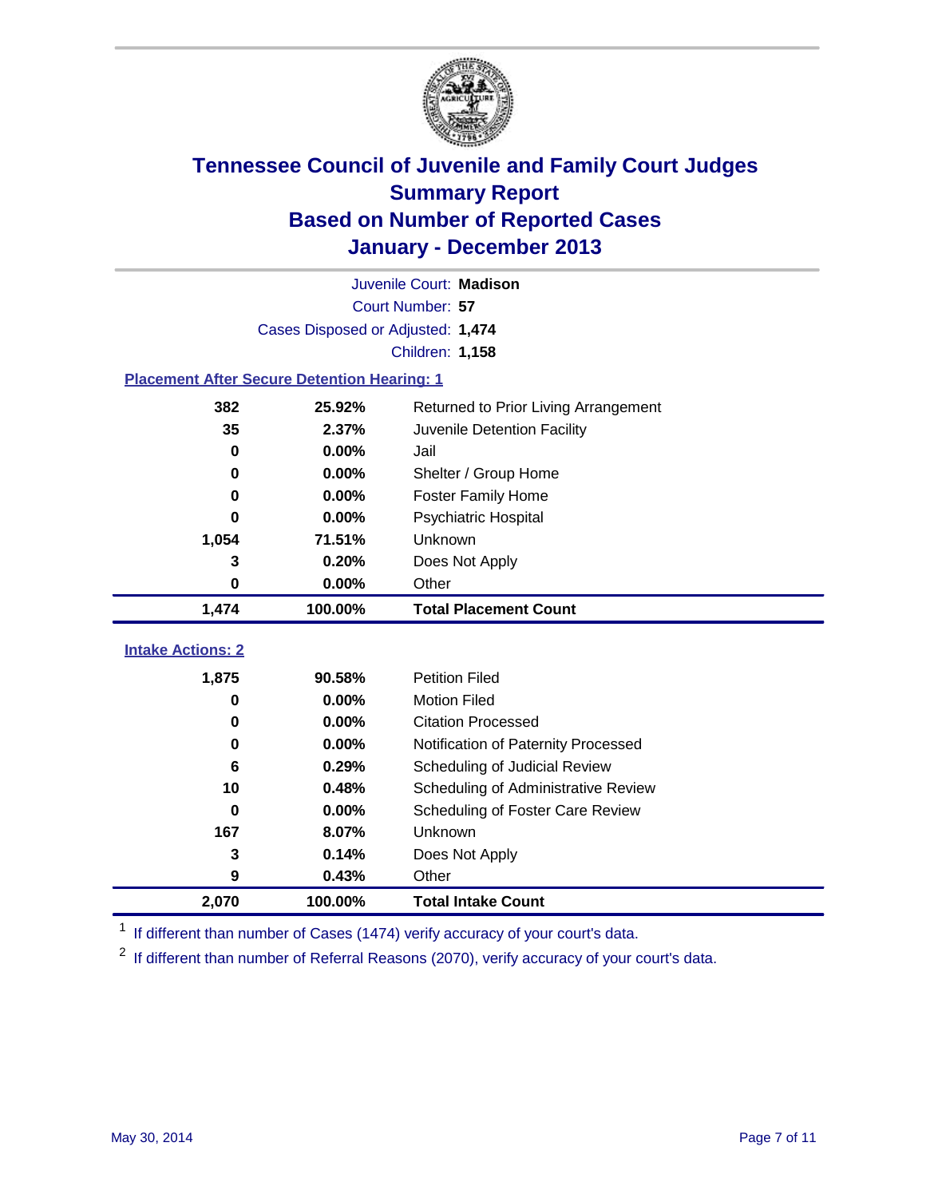# Tennessee Council of Juvenile and Family Court Judges
## Summary Report
## Based on Number of Reported Cases
## January - December 2013

Juvenile Court: **Madison**

Court Number: **57**

Cases Disposed or Adjusted: **1,474**

Children: **1,158**

### Placement After Secure Detention Hearing: 1

| Count | Percent | Placement |
|---|---|---|
| 382 | 25.92% | Returned to Prior Living Arrangement |
| 35 | 2.37% | Juvenile Detention Facility |
| 0 | 0.00% | Jail |
| 0 | 0.00% | Shelter / Group Home |
| 0 | 0.00% | Foster Family Home |
| 0 | 0.00% | Psychiatric Hospital |
| 1,054 | 71.51% | Unknown |
| 3 | 0.20% | Does Not Apply |
| 0 | 0.00% | Other |
| **1,474** | **100.00%** | **Total Placement Count** |

### Intake Actions: 2

| Count | Percent | Action |
|---|---|---|
| 1,875 | 90.58% | Petition Filed |
| 0 | 0.00% | Motion Filed |
| 0 | 0.00% | Citation Processed |
| 0 | 0.00% | Notification of Paternity Processed |
| 6 | 0.29% | Scheduling of Judicial Review |
| 10 | 0.48% | Scheduling of Administrative Review |
| 0 | 0.00% | Scheduling of Foster Care Review |
| 167 | 8.07% | Unknown |
| 3 | 0.14% | Does Not Apply |
| 9 | 0.43% | Other |
| **2,070** | **100.00%** | **Total Intake Count** |

[1] If different than number of Cases (1474) verify accuracy of your court's data.

[2] If different than number of Referral Reasons (2070), verify accuracy of your court's data.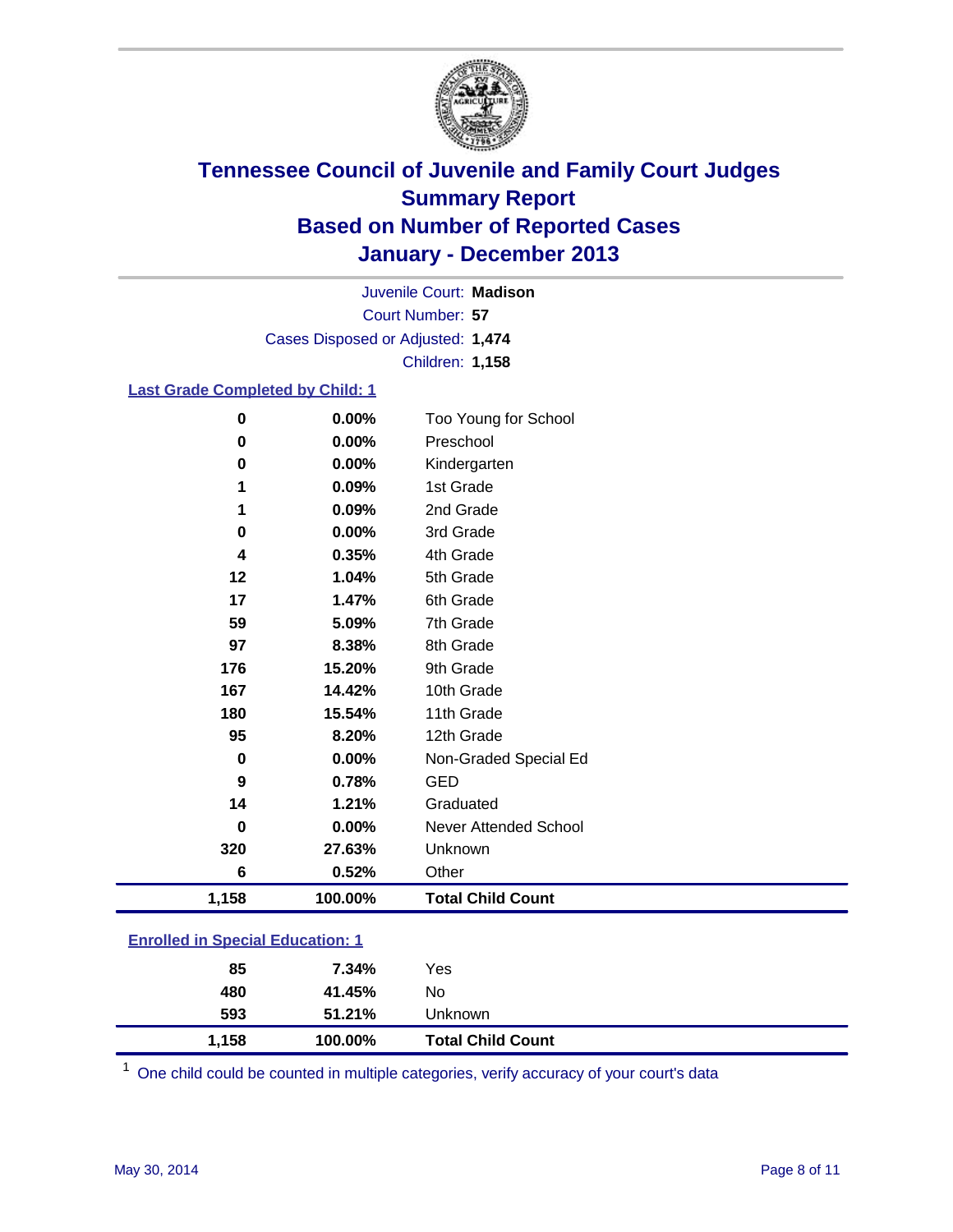# Tennessee Council of Juvenile and Family Court Judges
## Summary Report
## Based on Number of Reported Cases
## January - December 2013

Juvenile Court: **Madison**
Court Number: **57**
Cases Disposed or Adjusted: **1,474**
Children: **1,158**

### Last Grade Completed by Child: 1

| | | |
|---|---|---|
| 0 | 0.00% | Too Young for School |
| 0 | 0.00% | Preschool |
| 0 | 0.00% | Kindergarten |
| 1 | 0.09% | 1st Grade |
| 1 | 0.09% | 2nd Grade |
| 0 | 0.00% | 3rd Grade |
| 4 | 0.35% | 4th Grade |
| 12 | 1.04% | 5th Grade |
| 17 | 1.47% | 6th Grade |
| 59 | 5.09% | 7th Grade |
| 97 | 8.38% | 8th Grade |
| 176 | 15.20% | 9th Grade |
| 167 | 14.42% | 10th Grade |
| 180 | 15.54% | 11th Grade |
| 95 | 8.20% | 12th Grade |
| 0 | 0.00% | Non-Graded Special Ed |
| 9 | 0.78% | GED |
| 14 | 1.21% | Graduated |
| 0 | 0.00% | Never Attended School |
| 320 | 27.63% | Unknown |
| 6 | 0.52% | Other |
| **1,158** | **100.00%** | **Total Child Count** |

### Enrolled in Special Education: 1

| | | |
|---|---|---|
| 85 | 7.34% | Yes |
| 480 | 41.45% | No |
| 593 | 51.21% | Unknown |
| **1,158** | **100.00%** | **Total Child Count** |

[1] One child could be counted in multiple categories, verify accuracy of your court's data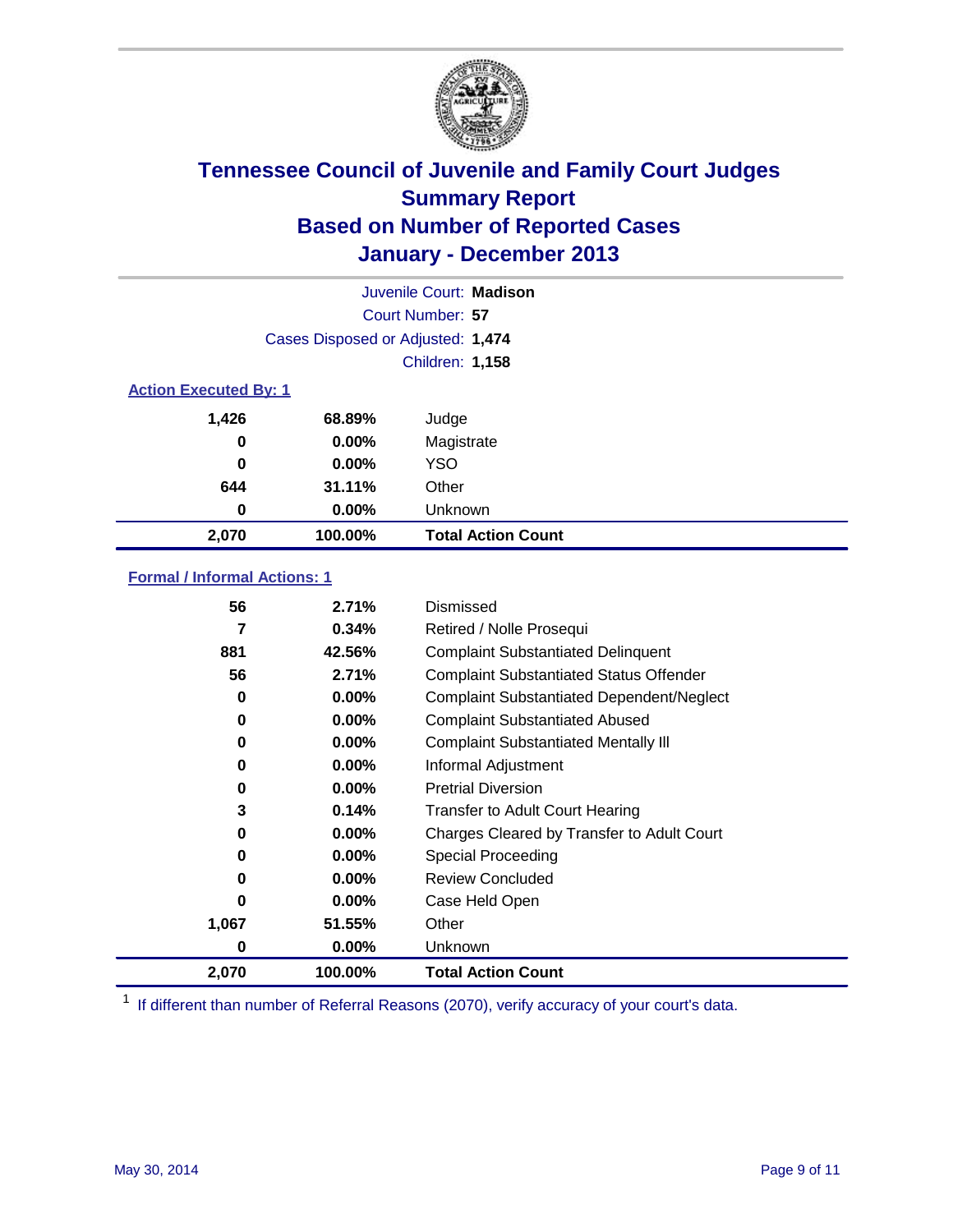# Tennessee Council of Juvenile and Family Court Judges
## Summary Report
## Based on Number of Reported Cases
## January - December 2013

Juvenile Court: **Madison**
Court Number: **57**
Cases Disposed or Adjusted: **1,474**
Children: **1,158**

### Action Executed By: 1

| Count | Percent | Action |
|---|---|---|
| 1,426 | 68.89% | Judge |
| 0 | 0.00% | Magistrate |
| 0 | 0.00% | YSO |
| 644 | 31.11% | Other |
| 0 | 0.00% | Unknown |
| **2,070** | **100.00%** | **Total Action Count** |

### Formal / Informal Actions: 1

| Count | Percent | Action |
|---|---|---|
| 56 | 2.71% | Dismissed |
| 7 | 0.34% | Retired / Nolle Prosequi |
| 881 | 42.56% | Complaint Substantiated Delinquent |
| 56 | 2.71% | Complaint Substantiated Status Offender |
| 0 | 0.00% | Complaint Substantiated Dependent/Neglect |
| 0 | 0.00% | Complaint Substantiated Abused |
| 0 | 0.00% | Complaint Substantiated Mentally Ill |
| 0 | 0.00% | Informal Adjustment |
| 0 | 0.00% | Pretrial Diversion |
| 3 | 0.14% | Transfer to Adult Court Hearing |
| 0 | 0.00% | Charges Cleared by Transfer to Adult Court |
| 0 | 0.00% | Special Proceeding |
| 0 | 0.00% | Review Concluded |
| 0 | 0.00% | Case Held Open |
| 1,067 | 51.55% | Other |
| 0 | 0.00% | Unknown |
| **2,070** | **100.00%** | **Total Action Count** |

[1] If different than number of Referral Reasons (2070), verify accuracy of your court's data.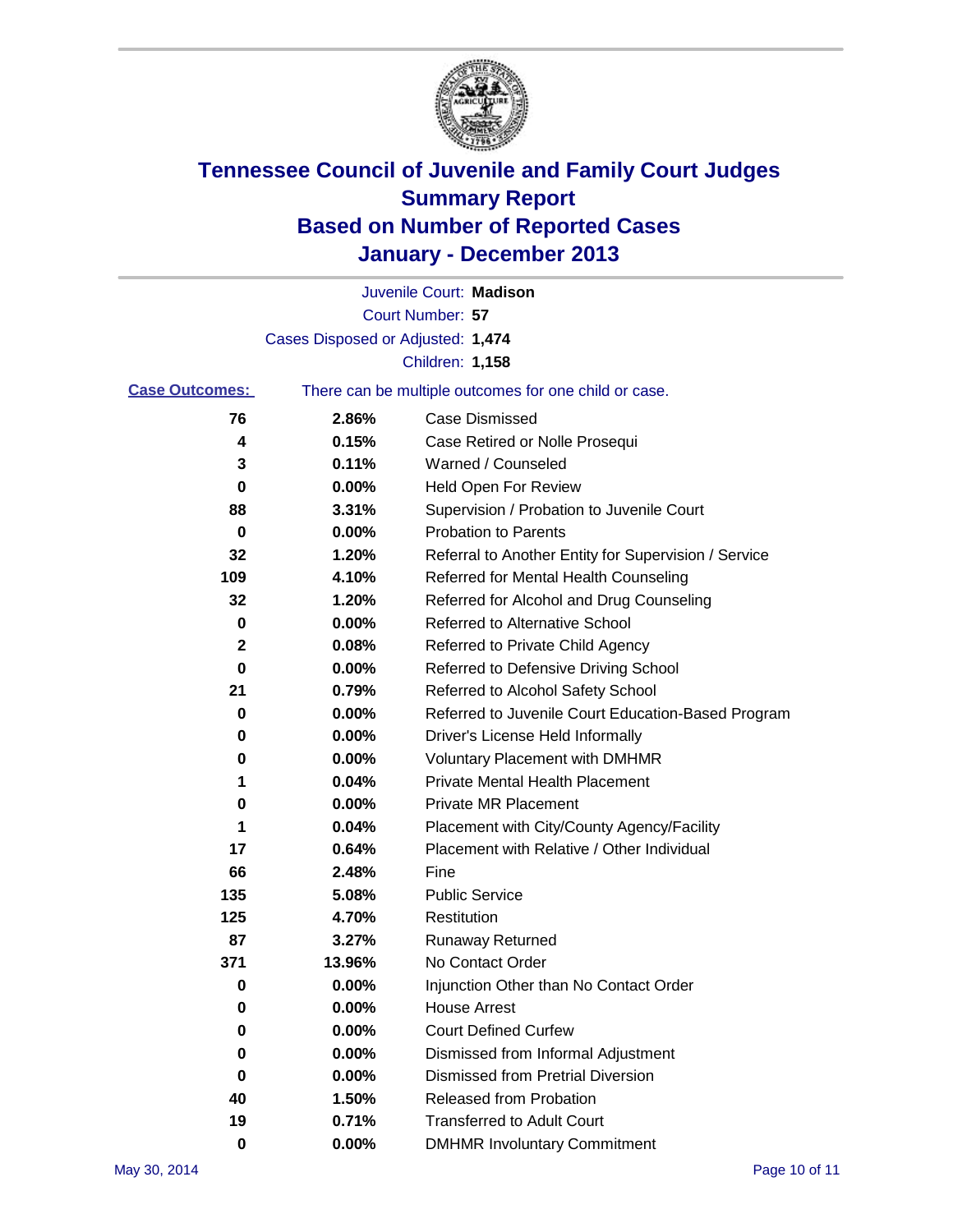# Tennessee Council of Juvenile and Family Court Judges
# Summary Report
# Based on Number of Reported Cases
# January - December 2013

Juvenile Court: **Madison**

Court Number: **57**

Cases Disposed or Adjusted: **1,474**

Children: **1,158**

**Case Outcomes:** There can be multiple outcomes for one child or case.

| | | |
|---|---|---|
| 76 | 2.86% | Case Dismissed |
| 4 | 0.15% | Case Retired or Nolle Prosequi |
| 3 | 0.11% | Warned / Counseled |
| 0 | 0.00% | Held Open For Review |
| 88 | 3.31% | Supervision / Probation to Juvenile Court |
| 0 | 0.00% | Probation to Parents |
| 32 | 1.20% | Referral to Another Entity for Supervision / Service |
| 109 | 4.10% | Referred for Mental Health Counseling |
| 32 | 1.20% | Referred for Alcohol and Drug Counseling |
| 0 | 0.00% | Referred to Alternative School |
| 2 | 0.08% | Referred to Private Child Agency |
| 0 | 0.00% | Referred to Defensive Driving School |
| 21 | 0.79% | Referred to Alcohol Safety School |
| 0 | 0.00% | Referred to Juvenile Court Education-Based Program |
| 0 | 0.00% | Driver's License Held Informally |
| 0 | 0.00% | Voluntary Placement with DMHMR |
| 1 | 0.04% | Private Mental Health Placement |
| 0 | 0.00% | Private MR Placement |
| 1 | 0.04% | Placement with City/County Agency/Facility |
| 17 | 0.64% | Placement with Relative / Other Individual |
| 66 | 2.48% | Fine |
| 135 | 5.08% | Public Service |
| 125 | 4.70% | Restitution |
| 87 | 3.27% | Runaway Returned |
| 371 | 13.96% | No Contact Order |
| 0 | 0.00% | Injunction Other than No Contact Order |
| 0 | 0.00% | House Arrest |
| 0 | 0.00% | Court Defined Curfew |
| 0 | 0.00% | Dismissed from Informal Adjustment |
| 0 | 0.00% | Dismissed from Pretrial Diversion |
| 40 | 1.50% | Released from Probation |
| 19 | 0.71% | Transferred to Adult Court |
| 0 | 0.00% | DMHMR Involuntary Commitment |

May 30, 2014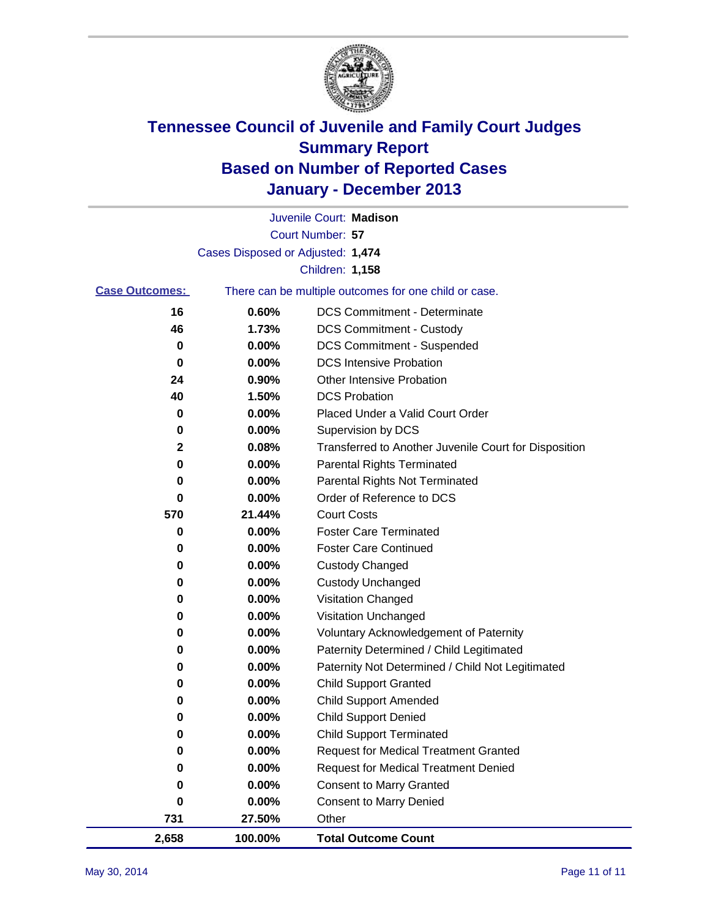# Tennessee Council of Juvenile and Family Court Judges
# Summary Report
# Based on Number of Reported Cases
# January - December 2013

Juvenile Court: **Madison**

Court Number: **57**

Cases Disposed or Adjusted: **1,474**

Children: **1,158**

**Case Outcomes:** There can be multiple outcomes for one child or case.

| | | |
|---|---|---|
| 16 | 0.60% | DCS Commitment - Determinate |
| 46 | 1.73% | DCS Commitment - Custody |
| 0 | 0.00% | DCS Commitment - Suspended |
| 0 | 0.00% | DCS Intensive Probation |
| 24 | 0.90% | Other Intensive Probation |
| 40 | 1.50% | DCS Probation |
| 0 | 0.00% | Placed Under a Valid Court Order |
| 0 | 0.00% | Supervision by DCS |
| 2 | 0.08% | Transferred to Another Juvenile Court for Disposition |
| 0 | 0.00% | Parental Rights Terminated |
| 0 | 0.00% | Parental Rights Not Terminated |
| 0 | 0.00% | Order of Reference to DCS |
| 570 | 21.44% | Court Costs |
| 0 | 0.00% | Foster Care Terminated |
| 0 | 0.00% | Foster Care Continued |
| 0 | 0.00% | Custody Changed |
| 0 | 0.00% | Custody Unchanged |
| 0 | 0.00% | Visitation Changed |
| 0 | 0.00% | Visitation Unchanged |
| 0 | 0.00% | Voluntary Acknowledgement of Paternity |
| 0 | 0.00% | Paternity Determined / Child Legitimated |
| 0 | 0.00% | Paternity Not Determined / Child Not Legitimated |
| 0 | 0.00% | Child Support Granted |
| 0 | 0.00% | Child Support Amended |
| 0 | 0.00% | Child Support Denied |
| 0 | 0.00% | Child Support Terminated |
| 0 | 0.00% | Request for Medical Treatment Granted |
| 0 | 0.00% | Request for Medical Treatment Denied |
| 0 | 0.00% | Consent to Marry Granted |
| 0 | 0.00% | Consent to Marry Denied |
| 731 | 27.50% | Other |
| **2,658** | **100.00%** | **Total Outcome Count** |

May 30, 2014